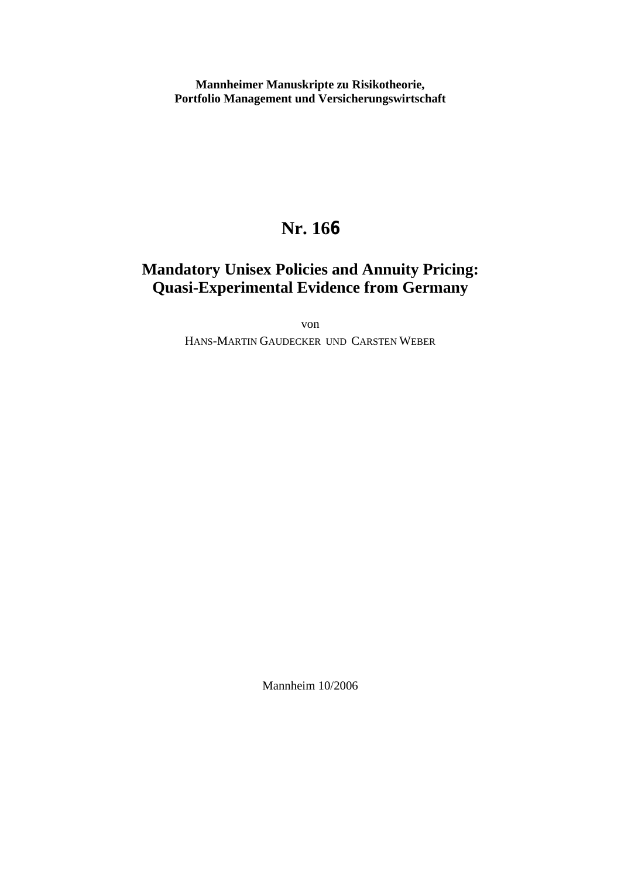**Mannheimer Manuskripte zu Risikotheorie,
Portfolio Management und Versicherungswirtschaft**

# Nr. 166

## Mandatory Unisex Policies and Annuity Pricing: Quasi-Experimental Evidence from Germany

von

HANS-MARTIN GAUDECKER UND CARSTEN WEBER

Mannheim 10/2006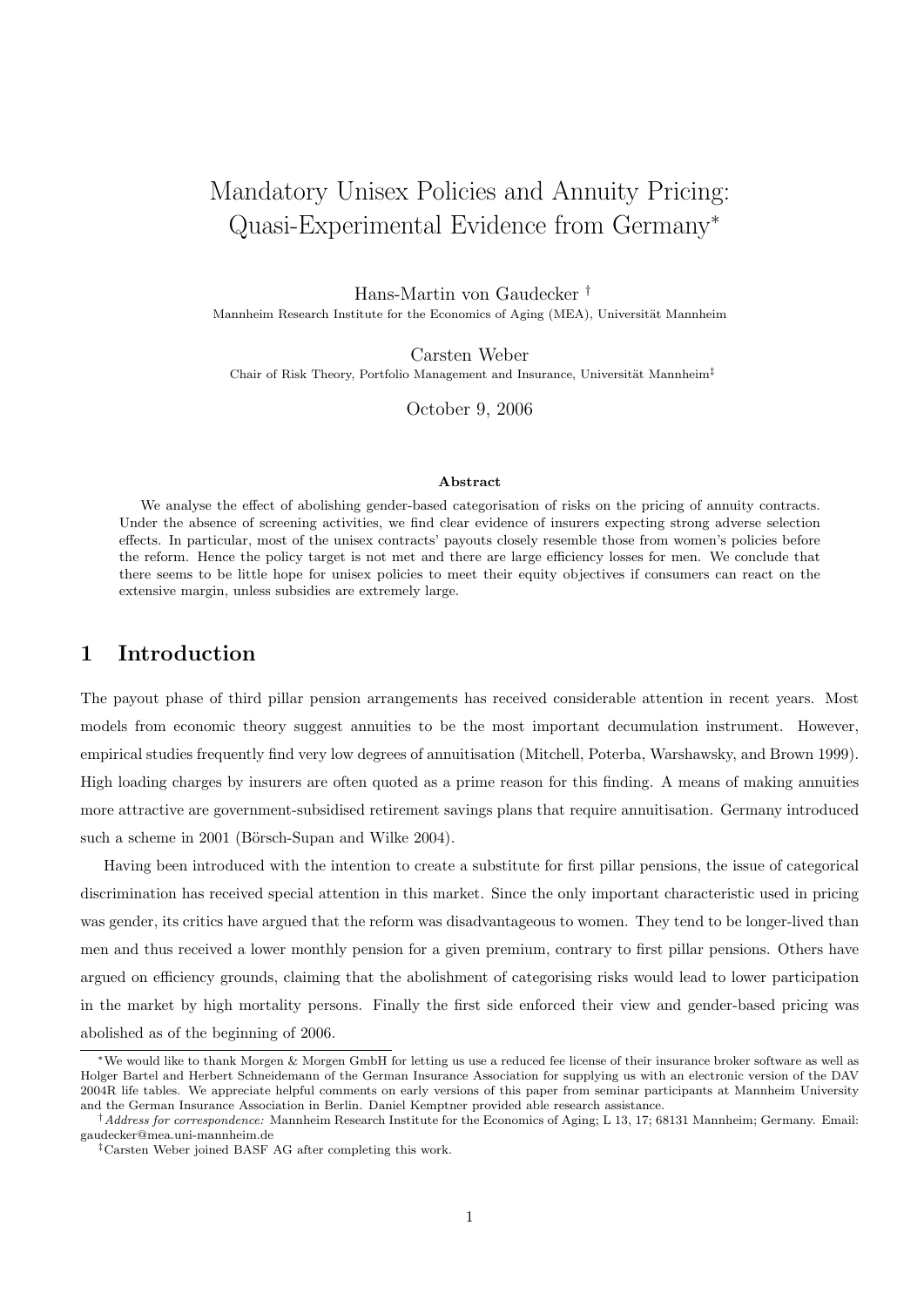# Mandatory Unisex Policies and Annuity Pricing: Quasi-Experimental Evidence from Germany*

Hans-Martin von Gaudecker †

Mannheim Research Institute for the Economics of Aging (MEA), Universität Mannheim

Carsten Weber

Chair of Risk Theory, Portfolio Management and Insurance, Universität Mannheim‡

October 9, 2006

### Abstract

We analyse the effect of abolishing gender-based categorisation of risks on the pricing of annuity contracts. Under the absence of screening activities, we find clear evidence of insurers expecting strong adverse selection effects. In particular, most of the unisex contracts' payouts closely resemble those from women's policies before the reform. Hence the policy target is not met and there are large efficiency losses for men. We conclude that there seems to be little hope for unisex policies to meet their equity objectives if consumers can react on the extensive margin, unless subsidies are extremely large.

## 1 Introduction

The payout phase of third pillar pension arrangements has received considerable attention in recent years. Most models from economic theory suggest annuities to be the most important decumulation instrument. However, empirical studies frequently find very low degrees of annuitisation (Mitchell, Poterba, Warshawsky, and Brown 1999). High loading charges by insurers are often quoted as a prime reason for this finding. A means of making annuities more attractive are government-subsidised retirement savings plans that require annuitisation. Germany introduced such a scheme in 2001 (Börsch-Supan and Wilke 2004).

Having been introduced with the intention to create a substitute for first pillar pensions, the issue of categorical discrimination has received special attention in this market. Since the only important characteristic used in pricing was gender, its critics have argued that the reform was disadvantageous to women. They tend to be longer-lived than men and thus received a lower monthly pension for a given premium, contrary to first pillar pensions. Others have argued on efficiency grounds, claiming that the abolishment of categorising risks would lead to lower participation in the market by high mortality persons. Finally the first side enforced their view and gender-based pricing was abolished as of the beginning of 2006.

---

*We would like to thank Morgen & Morgen GmbH for letting us use a reduced fee license of their insurance broker software as well as Holger Bartel and Herbert Schneidemann of the German Insurance Association for supplying us with an electronic version of the DAV 2004R life tables. We appreciate helpful comments on early versions of this paper from seminar participants at Mannheim University and the German Insurance Association in Berlin. Daniel Kemptner provided able research assistance.

† *Address for correspondence:* Mannheim Research Institute for the Economics of Aging; L 13, 17; 68131 Mannheim; Germany. Email: gaudecker@mea.uni-mannheim.de

‡ Carsten Weber joined BASF AG after completing this work.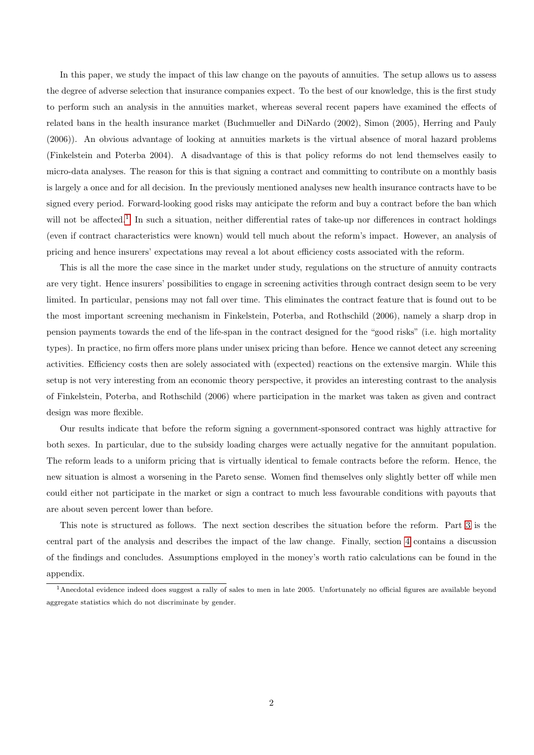In this paper, we study the impact of this law change on the payouts of annuities. The setup allows us to assess the degree of adverse selection that insurance companies expect. To the best of our knowledge, this is the first study to perform such an analysis in the annuities market, whereas several recent papers have examined the effects of related bans in the health insurance market (Buchmueller and DiNardo (2002), Simon (2005), Herring and Pauly (2006)). An obvious advantage of looking at annuities markets is the virtual absence of moral hazard problems (Finkelstein and Poterba 2004). A disadvantage of this is that policy reforms do not lend themselves easily to micro-data analyses. The reason for this is that signing a contract and committing to contribute on a monthly basis is largely a once and for all decision. In the previously mentioned analyses new health insurance contracts have to be signed every period. Forward-looking good risks may anticipate the reform and buy a contract before the ban which will not be affected.[1] In such a situation, neither differential rates of take-up nor differences in contract holdings (even if contract characteristics were known) would tell much about the reform's impact. However, an analysis of pricing and hence insurers' expectations may reveal a lot about efficiency costs associated with the reform.

This is all the more the case since in the market under study, regulations on the structure of annuity contracts are very tight. Hence insurers' possibilities to engage in screening activities through contract design seem to be very limited. In particular, pensions may not fall over time. This eliminates the contract feature that is found out to be the most important screening mechanism in Finkelstein, Poterba, and Rothschild (2006), namely a sharp drop in pension payments towards the end of the life-span in the contract designed for the "good risks" (i.e. high mortality types). In practice, no firm offers more plans under unisex pricing than before. Hence we cannot detect any screening activities. Efficiency costs then are solely associated with (expected) reactions on the extensive margin. While this setup is not very interesting from an economic theory perspective, it provides an interesting contrast to the analysis of Finkelstein, Poterba, and Rothschild (2006) where participation in the market was taken as given and contract design was more flexible.

Our results indicate that before the reform signing a government-sponsored contract was highly attractive for both sexes. In particular, due to the subsidy loading charges were actually negative for the annuitant population. The reform leads to a uniform pricing that is virtually identical to female contracts before the reform. Hence, the new situation is almost a worsening in the Pareto sense. Women find themselves only slightly better off while men could either not participate in the market or sign a contract to much less favourable conditions with payouts that are about seven percent lower than before.

This note is structured as follows. The next section describes the situation before the reform. Part 3 is the central part of the analysis and describes the impact of the law change. Finally, section 4 contains a discussion of the findings and concludes. Assumptions employed in the money's worth ratio calculations can be found in the appendix.

[1] Anecdotal evidence indeed does suggest a rally of sales to men in late 2005. Unfortunately no official figures are available beyond aggregate statistics which do not discriminate by gender.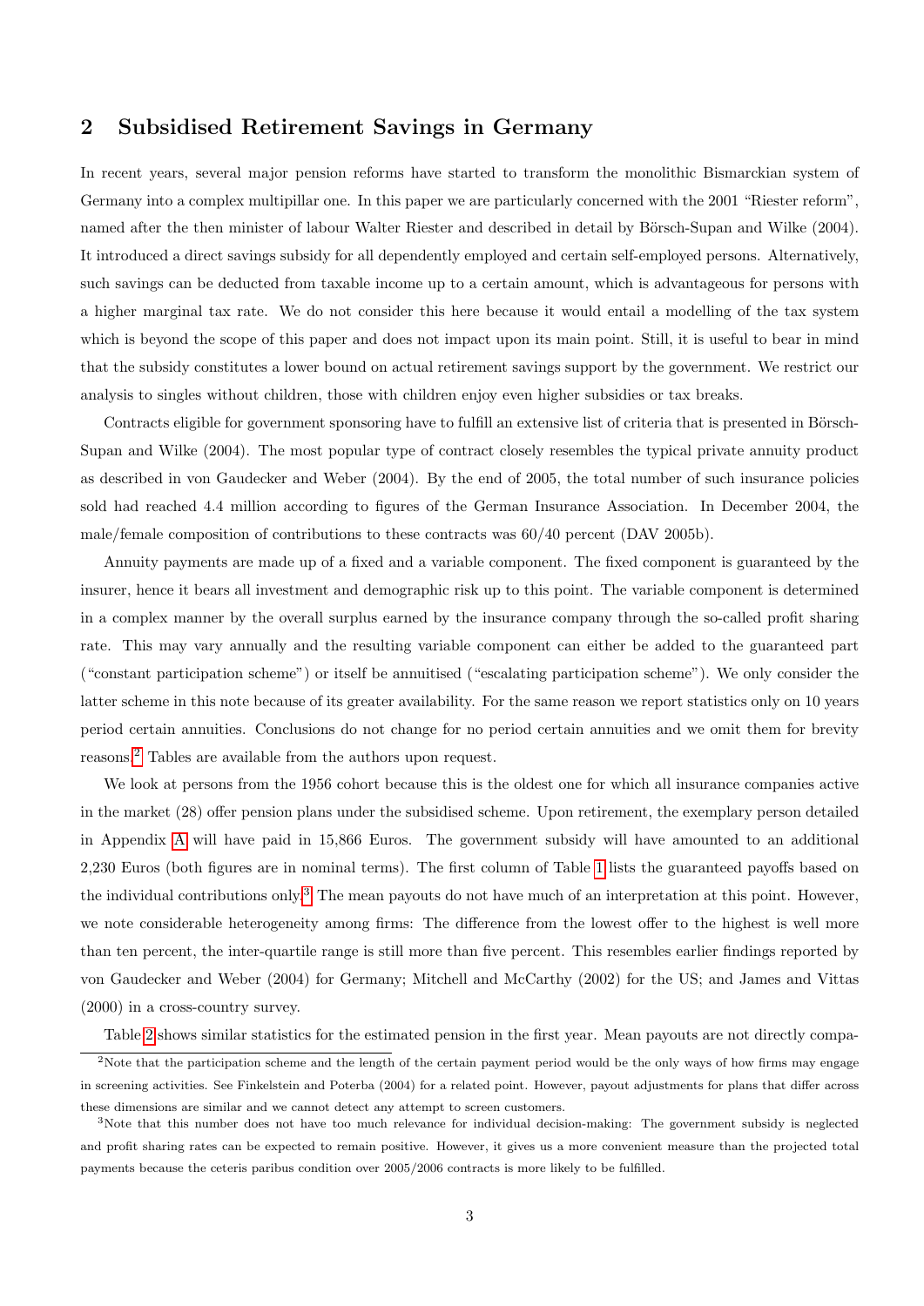## 2 Subsidised Retirement Savings in Germany

In recent years, several major pension reforms have started to transform the monolithic Bismarckian system of Germany into a complex multipillar one. In this paper we are particularly concerned with the 2001 "Riester reform", named after the then minister of labour Walter Riester and described in detail by Börsch-Supan and Wilke (2004). It introduced a direct savings subsidy for all dependently employed and certain self-employed persons. Alternatively, such savings can be deducted from taxable income up to a certain amount, which is advantageous for persons with a higher marginal tax rate. We do not consider this here because it would entail a modelling of the tax system which is beyond the scope of this paper and does not impact upon its main point. Still, it is useful to bear in mind that the subsidy constitutes a lower bound on actual retirement savings support by the government. We restrict our analysis to singles without children, those with children enjoy even higher subsidies or tax breaks.

Contracts eligible for government sponsoring have to fulfill an extensive list of criteria that is presented in Börsch-Supan and Wilke (2004). The most popular type of contract closely resembles the typical private annuity product as described in von Gaudecker and Weber (2004). By the end of 2005, the total number of such insurance policies sold had reached 4.4 million according to figures of the German Insurance Association. In December 2004, the male/female composition of contributions to these contracts was 60/40 percent (DAV 2005b).

Annuity payments are made up of a fixed and a variable component. The fixed component is guaranteed by the insurer, hence it bears all investment and demographic risk up to this point. The variable component is determined in a complex manner by the overall surplus earned by the insurance company through the so-called profit sharing rate. This may vary annually and the resulting variable component can either be added to the guaranteed part ("constant participation scheme") or itself be annuitised ("escalating participation scheme"). We only consider the latter scheme in this note because of its greater availability. For the same reason we report statistics only on 10 years period certain annuities. Conclusions do not change for no period certain annuities and we omit them for brevity reasons.[2] Tables are available from the authors upon request.

We look at persons from the 1956 cohort because this is the oldest one for which all insurance companies active in the market (28) offer pension plans under the subsidised scheme. Upon retirement, the exemplary person detailed in Appendix A will have paid in 15,866 Euros. The government subsidy will have amounted to an additional 2,230 Euros (both figures are in nominal terms). The first column of Table 1 lists the guaranteed payoffs based on the individual contributions only.[3] The mean payouts do not have much of an interpretation at this point. However, we note considerable heterogeneity among firms: The difference from the lowest offer to the highest is well more than ten percent, the inter-quartile range is still more than five percent. This resembles earlier findings reported by von Gaudecker and Weber (2004) for Germany; Mitchell and McCarthy (2002) for the US; and James and Vittas (2000) in a cross-country survey.

Table 2 shows similar statistics for the estimated pension in the first year. Mean payouts are not directly compa-

[2] Note that the participation scheme and the length of the certain payment period would be the only ways of how firms may engage in screening activities. See Finkelstein and Poterba (2004) for a related point. However, payout adjustments for plans that differ across these dimensions are similar and we cannot detect any attempt to screen customers.

[3] Note that this number does not have too much relevance for individual decision-making: The government subsidy is neglected and profit sharing rates can be expected to remain positive. However, it gives us a more convenient measure than the projected total payments because the ceteris paribus condition over 2005/2006 contracts is more likely to be fulfilled.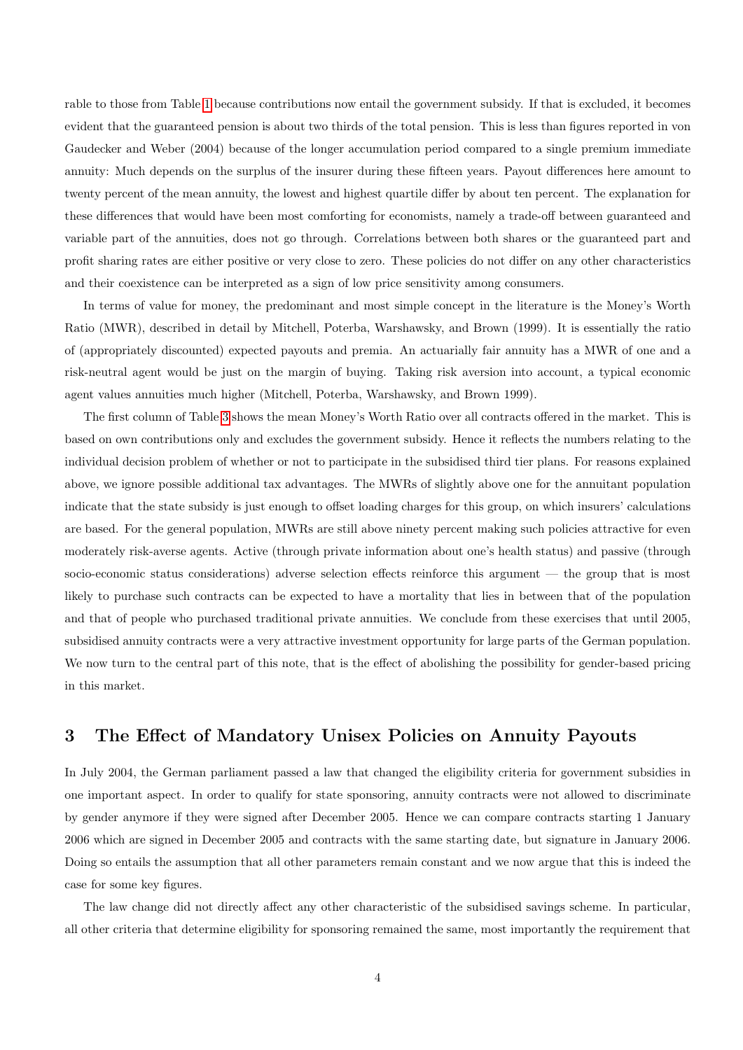rable to those from Table 1 because contributions now entail the government subsidy. If that is excluded, it becomes evident that the guaranteed pension is about two thirds of the total pension. This is less than figures reported in von Gaudecker and Weber (2004) because of the longer accumulation period compared to a single premium immediate annuity: Much depends on the surplus of the insurer during these fifteen years. Payout differences here amount to twenty percent of the mean annuity, the lowest and highest quartile differ by about ten percent. The explanation for these differences that would have been most comforting for economists, namely a trade-off between guaranteed and variable part of the annuities, does not go through. Correlations between both shares or the guaranteed part and profit sharing rates are either positive or very close to zero. These policies do not differ on any other characteristics and their coexistence can be interpreted as a sign of low price sensitivity among consumers.

In terms of value for money, the predominant and most simple concept in the literature is the Money's Worth Ratio (MWR), described in detail by Mitchell, Poterba, Warshawsky, and Brown (1999). It is essentially the ratio of (appropriately discounted) expected payouts and premia. An actuarially fair annuity has a MWR of one and a risk-neutral agent would be just on the margin of buying. Taking risk aversion into account, a typical economic agent values annuities much higher (Mitchell, Poterba, Warshawsky, and Brown 1999).

The first column of Table 3 shows the mean Money's Worth Ratio over all contracts offered in the market. This is based on own contributions only and excludes the government subsidy. Hence it reflects the numbers relating to the individual decision problem of whether or not to participate in the subsidised third tier plans. For reasons explained above, we ignore possible additional tax advantages. The MWRs of slightly above one for the annuitant population indicate that the state subsidy is just enough to offset loading charges for this group, on which insurers' calculations are based. For the general population, MWRs are still above ninety percent making such policies attractive for even moderately risk-averse agents. Active (through private information about one's health status) and passive (through socio-economic status considerations) adverse selection effects reinforce this argument — the group that is most likely to purchase such contracts can be expected to have a mortality that lies in between that of the population and that of people who purchased traditional private annuities. We conclude from these exercises that until 2005, subsidised annuity contracts were a very attractive investment opportunity for large parts of the German population. We now turn to the central part of this note, that is the effect of abolishing the possibility for gender-based pricing in this market.

## 3 The Effect of Mandatory Unisex Policies on Annuity Payouts

In July 2004, the German parliament passed a law that changed the eligibility criteria for government subsidies in one important aspect. In order to qualify for state sponsoring, annuity contracts were not allowed to discriminate by gender anymore if they were signed after December 2005. Hence we can compare contracts starting 1 January 2006 which are signed in December 2005 and contracts with the same starting date, but signature in January 2006. Doing so entails the assumption that all other parameters remain constant and we now argue that this is indeed the case for some key figures.

The law change did not directly affect any other characteristic of the subsidised savings scheme. In particular, all other criteria that determine eligibility for sponsoring remained the same, most importantly the requirement that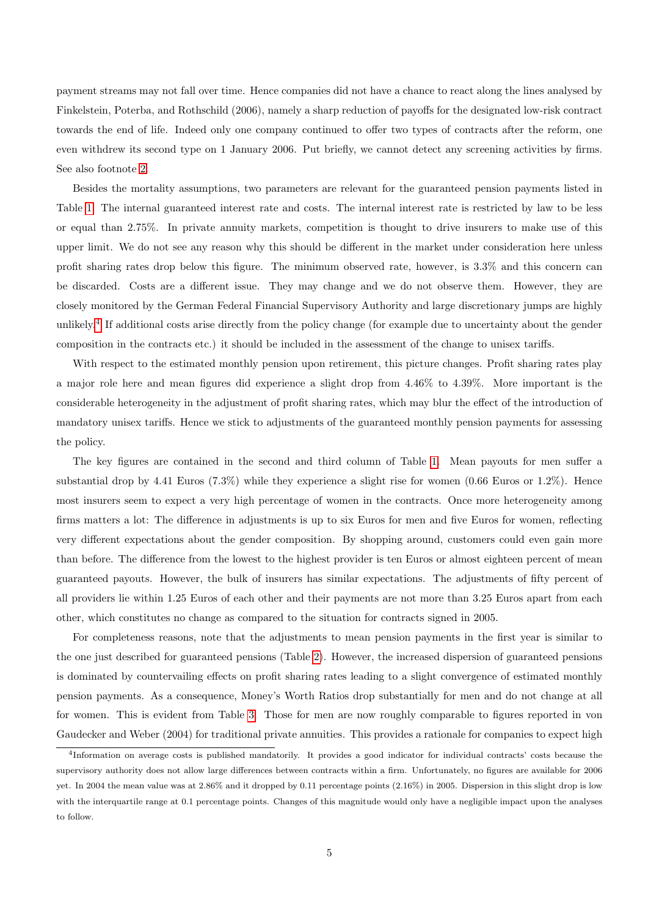payment streams may not fall over time. Hence companies did not have a chance to react along the lines analysed by Finkelstein, Poterba, and Rothschild (2006), namely a sharp reduction of payoffs for the designated low-risk contract towards the end of life. Indeed only one company continued to offer two types of contracts after the reform, one even withdrew its second type on 1 January 2006. Put briefly, we cannot detect any screening activities by firms. See also footnote 2.

Besides the mortality assumptions, two parameters are relevant for the guaranteed pension payments listed in Table 1: The internal guaranteed interest rate and costs. The internal interest rate is restricted by law to be less or equal than 2.75%. In private annuity markets, competition is thought to drive insurers to make use of this upper limit. We do not see any reason why this should be different in the market under consideration here unless profit sharing rates drop below this figure. The minimum observed rate, however, is 3.3% and this concern can be discarded. Costs are a different issue. They may change and we do not observe them. However, they are closely monitored by the German Federal Financial Supervisory Authority and large discretionary jumps are highly unlikely.[4] If additional costs arise directly from the policy change (for example due to uncertainty about the gender composition in the contracts etc.) it should be included in the assessment of the change to unisex tariffs.

With respect to the estimated monthly pension upon retirement, this picture changes. Profit sharing rates play a major role here and mean figures did experience a slight drop from 4.46% to 4.39%. More important is the considerable heterogeneity in the adjustment of profit sharing rates, which may blur the effect of the introduction of mandatory unisex tariffs. Hence we stick to adjustments of the guaranteed monthly pension payments for assessing the policy.

The key figures are contained in the second and third column of Table 1. Mean payouts for men suffer a substantial drop by 4.41 Euros (7.3%) while they experience a slight rise for women (0.66 Euros or 1.2%). Hence most insurers seem to expect a very high percentage of women in the contracts. Once more heterogeneity among firms matters a lot: The difference in adjustments is up to six Euros for men and five Euros for women, reflecting very different expectations about the gender composition. By shopping around, customers could even gain more than before. The difference from the lowest to the highest provider is ten Euros or almost eighteen percent of mean guaranteed payouts. However, the bulk of insurers has similar expectations. The adjustments of fifty percent of all providers lie within 1.25 Euros of each other and their payments are not more than 3.25 Euros apart from each other, which constitutes no change as compared to the situation for contracts signed in 2005.

For completeness reasons, note that the adjustments to mean pension payments in the first year is similar to the one just described for guaranteed pensions (Table 2). However, the increased dispersion of guaranteed pensions is dominated by countervailing effects on profit sharing rates leading to a slight convergence of estimated monthly pension payments. As a consequence, Money's Worth Ratios drop substantially for men and do not change at all for women. This is evident from Table 3. Those for men are now roughly comparable to figures reported in von Gaudecker and Weber (2004) for traditional private annuities. This provides a rationale for companies to expect high

[4] Information on average costs is published mandatorily. It provides a good indicator for individual contracts' costs because the supervisory authority does not allow large differences between contracts within a firm. Unfortunately, no figures are available for 2006 yet. In 2004 the mean value was at 2.86% and it dropped by 0.11 percentage points (2.16%) in 2005. Dispersion in this slight drop is low with the interquartile range at 0.1 percentage points. Changes of this magnitude would only have a negligible impact upon the analyses to follow.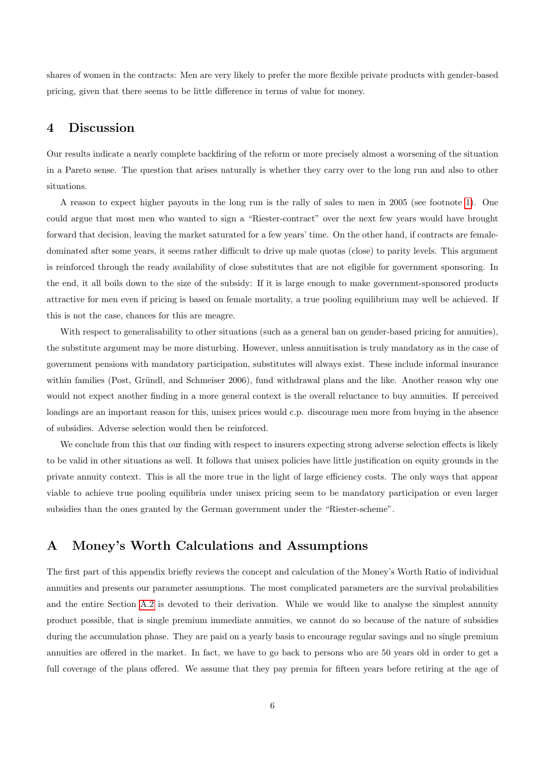shares of women in the contracts: Men are very likely to prefer the more flexible private products with gender-based pricing, given that there seems to be little difference in terms of value for money.

## 4 Discussion

Our results indicate a nearly complete backfiring of the reform or more precisely almost a worsening of the situation in a Pareto sense. The question that arises naturally is whether they carry over to the long run and also to other situations.

A reason to expect higher payouts in the long run is the rally of sales to men in 2005 (see footnote 1). One could argue that most men who wanted to sign a "Riester-contract" over the next few years would have brought forward that decision, leaving the market saturated for a few years' time. On the other hand, if contracts are female-dominated after some years, it seems rather difficult to drive up male quotas (close) to parity levels. This argument is reinforced through the ready availability of close substitutes that are not eligible for government sponsoring. In the end, it all boils down to the size of the subsidy: If it is large enough to make government-sponsored products attractive for men even if pricing is based on female mortality, a true pooling equilibrium may well be achieved. If this is not the case, chances for this are meagre.

With respect to generalisability to other situations (such as a general ban on gender-based pricing for annuities), the substitute argument may be more disturbing. However, unless annuitisation is truly mandatory as in the case of government pensions with mandatory participation, substitutes will always exist. These include informal insurance within families (Post, Gründl, and Schmeiser 2006), fund withdrawal plans and the like. Another reason why one would not expect another finding in a more general context is the overall reluctance to buy annuities. If perceived loadings are an important reason for this, unisex prices would c.p. discourage men more from buying in the absence of subsidies. Adverse selection would then be reinforced.

We conclude from this that our finding with respect to insurers expecting strong adverse selection effects is likely to be valid in other situations as well. It follows that unisex policies have little justification on equity grounds in the private annuity context. This is all the more true in the light of large efficiency costs. The only ways that appear viable to achieve true pooling equilibria under unisex pricing seem to be mandatory participation or even larger subsidies than the ones granted by the German government under the "Riester-scheme".

## A Money's Worth Calculations and Assumptions

The first part of this appendix briefly reviews the concept and calculation of the Money's Worth Ratio of individual annuities and presents our parameter assumptions. The most complicated parameters are the survival probabilities and the entire Section A.2 is devoted to their derivation. While we would like to analyse the simplest annuity product possible, that is single premium immediate annuities, we cannot do so because of the nature of subsidies during the accumulation phase. They are paid on a yearly basis to encourage regular savings and no single premium annuities are offered in the market. In fact, we have to go back to persons who are 50 years old in order to get a full coverage of the plans offered. We assume that they pay premia for fifteen years before retiring at the age of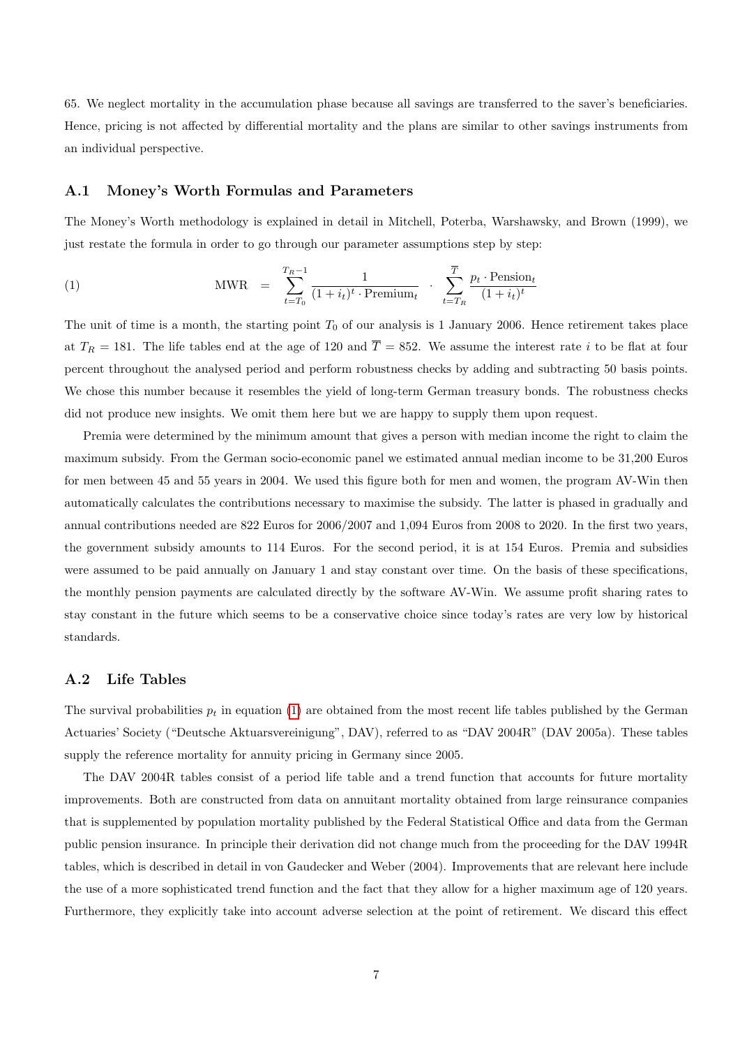65. We neglect mortality in the accumulation phase because all savings are transferred to the saver's beneficiaries. Hence, pricing is not affected by differential mortality and the plans are similar to other savings instruments from an individual perspective.

## A.1 Money's Worth Formulas and Parameters

The Money's Worth methodology is explained in detail in Mitchell, Poterba, Warshawsky, and Brown (1999), we just restate the formula in order to go through our parameter assumptions step by step:

$$\text{MWR} \quad = \quad \sum_{t=T_0}^{T_R-1} \frac{1}{(1+i_t)^t \cdot \text{Premium}_t} \quad \cdot \quad \sum_{t=T_R}^{\overline{T}} \frac{p_t \cdot \text{Pension}_t}{(1+i_t)^t} \tag{1}$$

The unit of time is a month, the starting point $T_0$ of our analysis is 1 January 2006. Hence retirement takes place at $T_R = 181$. The life tables end at the age of 120 and $\overline{T} = 852$. We assume the interest rate $i$ to be flat at four percent throughout the analysed period and perform robustness checks by adding and subtracting 50 basis points. We chose this number because it resembles the yield of long-term German treasury bonds. The robustness checks did not produce new insights. We omit them here but we are happy to supply them upon request.

Premia were determined by the minimum amount that gives a person with median income the right to claim the maximum subsidy. From the German socio-economic panel we estimated annual median income to be 31,200 Euros for men between 45 and 55 years in 2004. We used this figure both for men and women, the program AV-Win then automatically calculates the contributions necessary to maximise the subsidy. The latter is phased in gradually and annual contributions needed are 822 Euros for 2006/2007 and 1,094 Euros from 2008 to 2020. In the first two years, the government subsidy amounts to 114 Euros. For the second period, it is at 154 Euros. Premia and subsidies were assumed to be paid annually on January 1 and stay constant over time. On the basis of these specifications, the monthly pension payments are calculated directly by the software AV-Win. We assume profit sharing rates to stay constant in the future which seems to be a conservative choice since today's rates are very low by historical standards.

## A.2 Life Tables

The survival probabilities $p_t$ in equation (1) are obtained from the most recent life tables published by the German Actuaries' Society ("Deutsche Aktuarsvereinigung", DAV), referred to as "DAV 2004R" (DAV 2005a). These tables supply the reference mortality for annuity pricing in Germany since 2005.

The DAV 2004R tables consist of a period life table and a trend function that accounts for future mortality improvements. Both are constructed from data on annuitant mortality obtained from large reinsurance companies that is supplemented by population mortality published by the Federal Statistical Office and data from the German public pension insurance. In principle their derivation did not change much from the proceeding for the DAV 1994R tables, which is described in detail in von Gaudecker and Weber (2004). Improvements that are relevant here include the use of a more sophisticated trend function and the fact that they allow for a higher maximum age of 120 years. Furthermore, they explicitly take into account adverse selection at the point of retirement. We discard this effect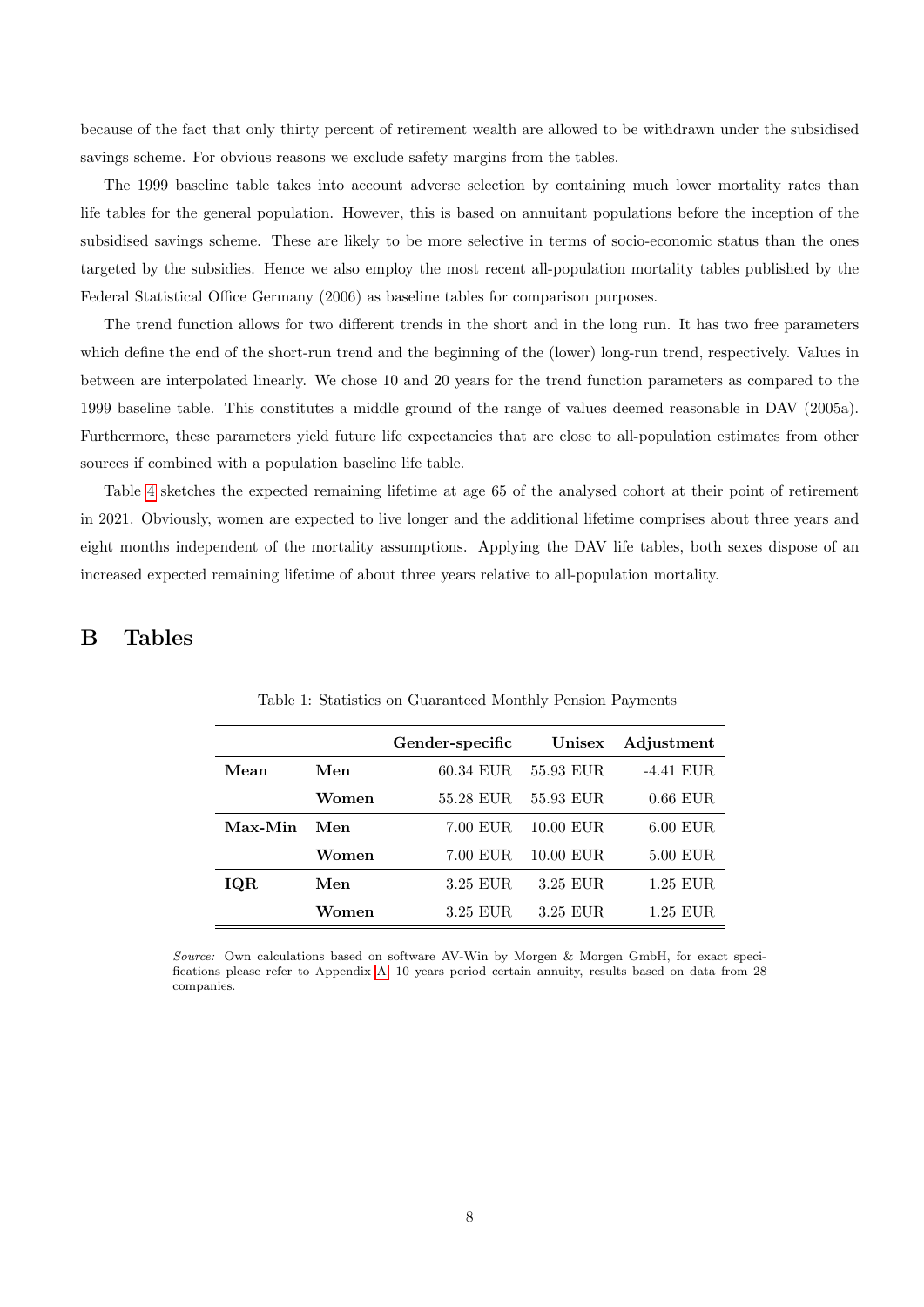because of the fact that only thirty percent of retirement wealth are allowed to be withdrawn under the subsidised savings scheme. For obvious reasons we exclude safety margins from the tables.

The 1999 baseline table takes into account adverse selection by containing much lower mortality rates than life tables for the general population. However, this is based on annuitant populations before the inception of the subsidised savings scheme. These are likely to be more selective in terms of socio-economic status than the ones targeted by the subsidies. Hence we also employ the most recent all-population mortality tables published by the Federal Statistical Office Germany (2006) as baseline tables for comparison purposes.

The trend function allows for two different trends in the short and in the long run. It has two free parameters which define the end of the short-run trend and the beginning of the (lower) long-run trend, respectively. Values in between are interpolated linearly. We chose 10 and 20 years for the trend function parameters as compared to the 1999 baseline table. This constitutes a middle ground of the range of values deemed reasonable in DAV (2005a). Furthermore, these parameters yield future life expectancies that are close to all-population estimates from other sources if combined with a population baseline life table.

Table 4 sketches the expected remaining lifetime at age 65 of the analysed cohort at their point of retirement in 2021. Obviously, women are expected to live longer and the additional lifetime comprises about three years and eight months independent of the mortality assumptions. Applying the DAV life tables, both sexes dispose of an increased expected remaining lifetime of about three years relative to all-population mortality.

# B Tables

Table 1: Statistics on Guaranteed Monthly Pension Payments

| | | Gender-specific | Unisex | Adjustment |
|---|---|---|---|---|
| **Mean** | **Men** | 60.34 EUR | 55.93 EUR | -4.41 EUR |
| | **Women** | 55.28 EUR | 55.93 EUR | 0.66 EUR |
| **Max-Min** | **Men** | 7.00 EUR | 10.00 EUR | 6.00 EUR |
| | **Women** | 7.00 EUR | 10.00 EUR | 5.00 EUR |
| **IQR** | **Men** | 3.25 EUR | 3.25 EUR | 1.25 EUR |
| | **Women** | 3.25 EUR | 3.25 EUR | 1.25 EUR |

*Source:* Own calculations based on software AV-Win by Morgen & Morgen GmbH, for exact specifications please refer to Appendix A. 10 years period certain annuity, results based on data from 28 companies.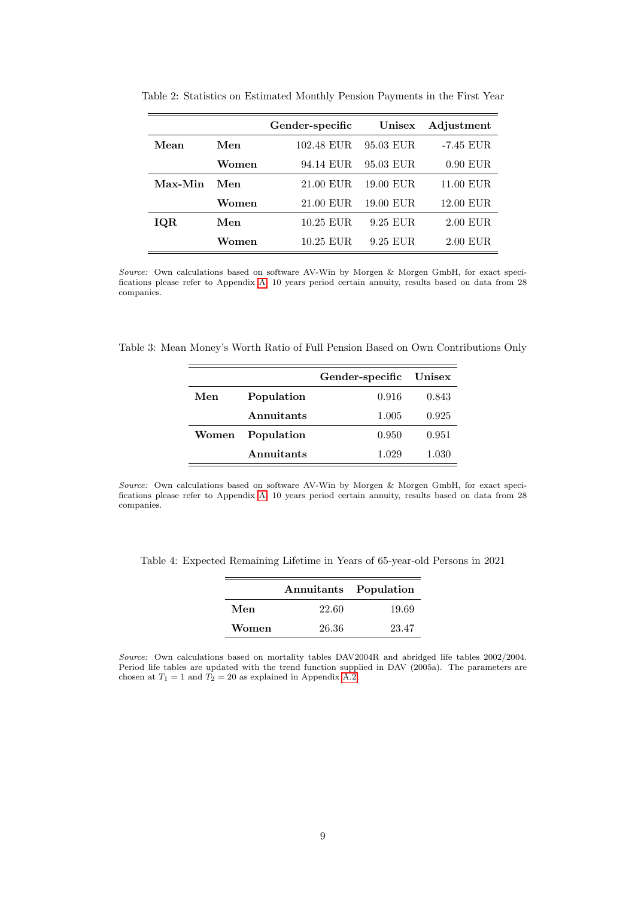Table 2: Statistics on Estimated Monthly Pension Payments in the First Year

| | | Gender-specific | Unisex | Adjustment |
|---|---|---|---|---|
| **Mean** | **Men** | 102.48 EUR | 95.03 EUR | -7.45 EUR |
| | **Women** | 94.14 EUR | 95.03 EUR | 0.90 EUR |
| **Max-Min** | **Men** | 21.00 EUR | 19.00 EUR | 11.00 EUR |
| | **Women** | 21.00 EUR | 19.00 EUR | 12.00 EUR |
| **IQR** | **Men** | 10.25 EUR | 9.25 EUR | 2.00 EUR |
| | **Women** | 10.25 EUR | 9.25 EUR | 2.00 EUR |

*Source:* Own calculations based on software AV-Win by Morgen & Morgen GmbH, for exact specifications please refer to Appendix A, 10 years period certain annuity, results based on data from 28 companies.

Table 3: Mean Money's Worth Ratio of Full Pension Based on Own Contributions Only

| | | Gender-specific | Unisex |
|---|---|---|---|
| **Men** | **Population** | 0.916 | 0.843 |
| | **Annuitants** | 1.005 | 0.925 |
| **Women** | **Population** | 0.950 | 0.951 |
| | **Annuitants** | 1.029 | 1.030 |

*Source:* Own calculations based on software AV-Win by Morgen & Morgen GmbH, for exact specifications please refer to Appendix A, 10 years period certain annuity, results based on data from 28 companies.

Table 4: Expected Remaining Lifetime in Years of 65-year-old Persons in 2021

| | Annuitants | Population |
|---|---|---|
| **Men** | 22.60 | 19.69 |
| **Women** | 26.36 | 23.47 |

*Source:* Own calculations based on mortality tables DAV2004R and abridged life tables 2002/2004. Period life tables are updated with the trend function supplied in DAV (2005a). The parameters are chosen at $T_1 = 1$ and $T_2 = 20$ as explained in Appendix A.2.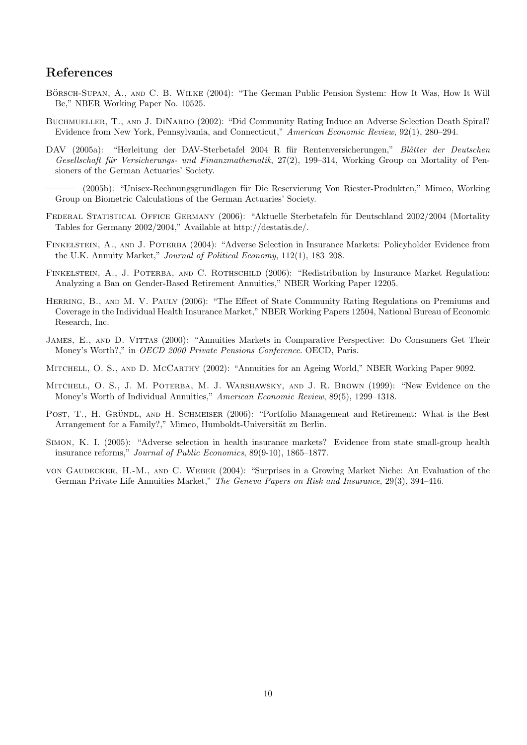# References

Börsch-Supan, A., and C. B. Wilke (2004): "The German Public Pension System: How It Was, How It Will Be," NBER Working Paper No. 10525.

Buchmueller, T., and J. DiNardo (2002): "Did Community Rating Induce an Adverse Selection Death Spiral? Evidence from New York, Pennsylvania, and Connecticut," *American Economic Review*, 92(1), 280–294.

DAV (2005a): "Herleitung der DAV-Sterbetafel 2004 R für Rentenversicherungen," *Blätter der Deutschen Gesellschaft für Versicherungs- und Finanzmathematik*, 27(2), 199–314, Working Group on Mortality of Pensioners of the German Actuaries' Society.

——— (2005b): "Unisex-Rechnungsgrundlagen für Die Reservierung Von Riester-Produkten," Mimeo, Working Group on Biometric Calculations of the German Actuaries' Society.

Federal Statistical Office Germany (2006): "Aktuelle Sterbetafeln für Deutschland 2002/2004 (Mortality Tables for Germany 2002/2004," Available at http://destatis.de/.

Finkelstein, A., and J. Poterba (2004): "Adverse Selection in Insurance Markets: Policyholder Evidence from the U.K. Annuity Market," *Journal of Political Economy*, 112(1), 183–208.

Finkelstein, A., J. Poterba, and C. Rothschild (2006): "Redistribution by Insurance Market Regulation: Analyzing a Ban on Gender-Based Retirement Annuities," NBER Working Paper 12205.

Herring, B., and M. V. Pauly (2006): "The Effect of State Community Rating Regulations on Premiums and Coverage in the Individual Health Insurance Market," NBER Working Papers 12504, National Bureau of Economic Research, Inc.

James, E., and D. Vittas (2000): "Annuities Markets in Comparative Perspective: Do Consumers Get Their Money's Worth?," in *OECD 2000 Private Pensions Conference*. OECD, Paris.

Mitchell, O. S., and D. McCarthy (2002): "Annuities for an Ageing World," NBER Working Paper 9092.

Mitchell, O. S., J. M. Poterba, M. J. Warshawsky, and J. R. Brown (1999): "New Evidence on the Money's Worth of Individual Annuities," *American Economic Review*, 89(5), 1299–1318.

Post, T., H. Gründl, and H. Schmeiser (2006): "Portfolio Management and Retirement: What is the Best Arrangement for a Family?," Mimeo, Humboldt-Universität zu Berlin.

Simon, K. I. (2005): "Adverse selection in health insurance markets? Evidence from state small-group health insurance reforms," *Journal of Public Economics*, 89(9-10), 1865–1877.

von Gaudecker, H.-M., and C. Weber (2004): "Surprises in a Growing Market Niche: An Evaluation of the German Private Life Annuities Market," *The Geneva Papers on Risk and Insurance*, 29(3), 394–416.